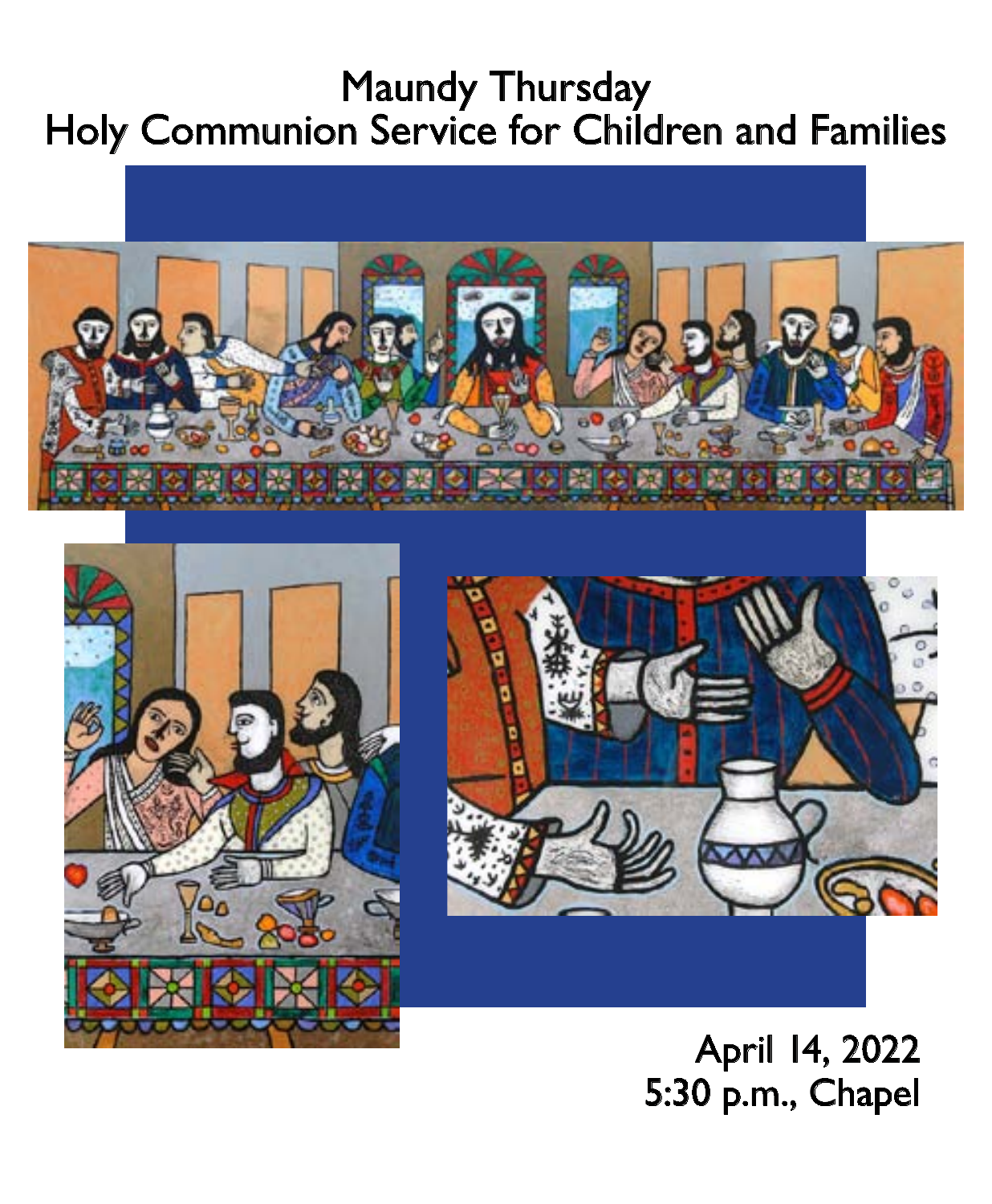# Maundy Thursday
# Holy Communion Service for Children and Families

April 14, 2022
5:30 p.m., Chapel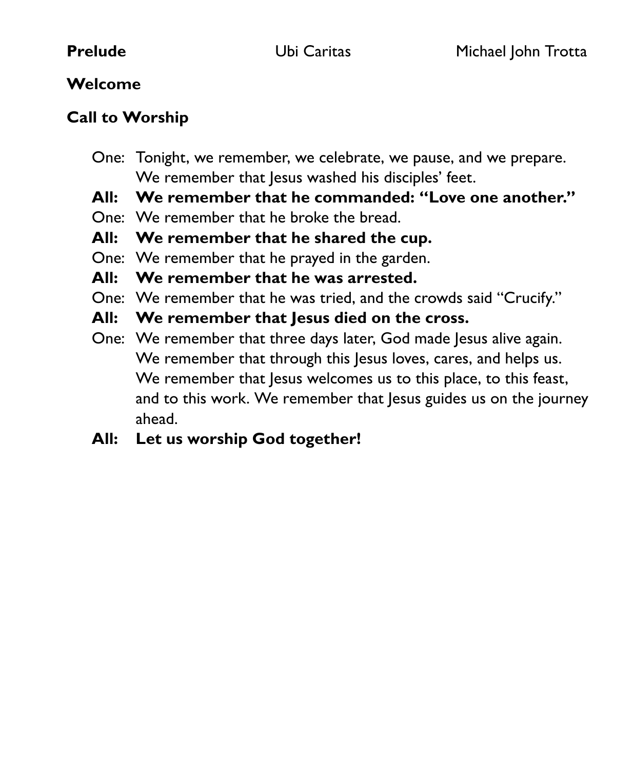**Prelude** Ubi Caritas Michael John Trotta

**Welcome**

**Call to Worship**

One: Tonight, we remember, we celebrate, we pause, and we prepare. We remember that Jesus washed his disciples' feet.

**All: We remember that he commanded: "Love one another."**

One: We remember that he broke the bread.

**All: We remember that he shared the cup.**

One: We remember that he prayed in the garden.

**All: We remember that he was arrested.**

One: We remember that he was tried, and the crowds said "Crucify."

**All: We remember that Jesus died on the cross.**

One: We remember that three days later, God made Jesus alive again. We remember that through this Jesus loves, cares, and helps us. We remember that Jesus welcomes us to this place, to this feast, and to this work. We remember that Jesus guides us on the journey ahead.

**All: Let us worship God together!**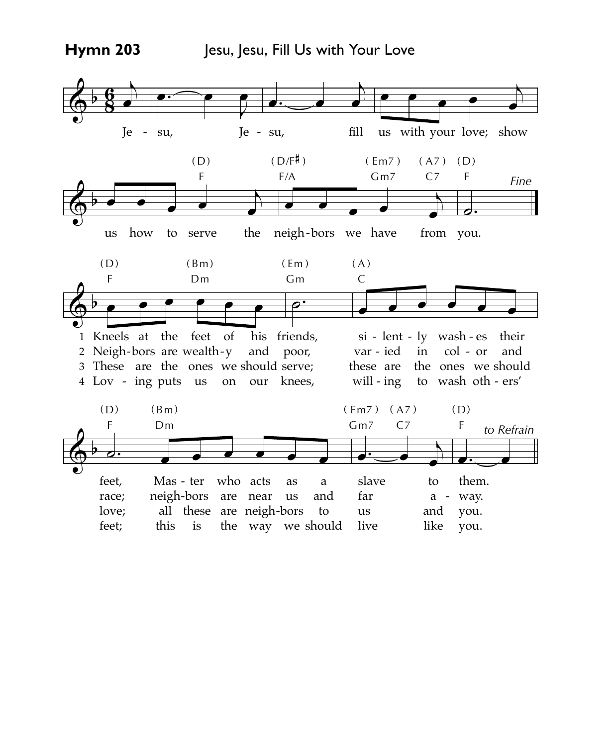**Hymn 203** Jesu, Jesu, Fill Us with Your Love

Je - su, Je - su, fill us with your love; show us how to serve the neigh-bors we have from you. *Fine*

1 Kneels at the feet of his friends, si - lent - ly wash - es their feet, Mas - ter who acts as a slave to them.

2 Neigh-bors are wealth-y and poor, var - ied in col - or and race; neigh-bors are near us and far a - way.

3 These are the ones we should serve; these are the ones we should love; all these are neigh-bors to us and you.

4 Lov - ing puts us on our knees, will - ing to wash oth - ers' feet; this is the way we should live like you.

*to Refrain*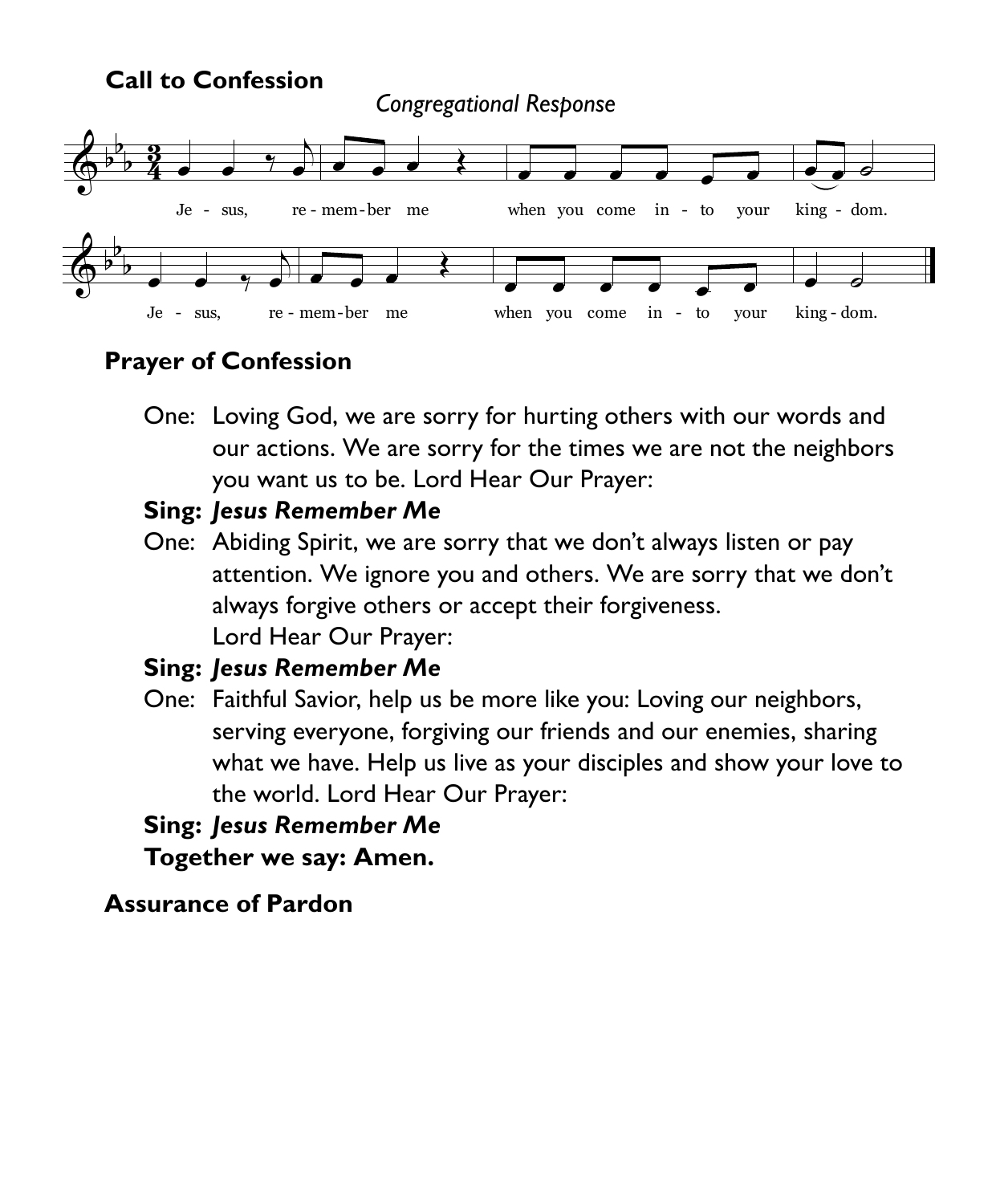## Call to Confession

*Congregational Response*

Je - sus, re - mem - ber me when you come in - to your king - dom.

Je - sus, re - mem - ber me when you come in - to your king - dom.

## Prayer of Confession

One: Loving God, we are sorry for hurting others with our words and our actions. We are sorry for the times we are not the neighbors you want us to be. Lord Hear Our Prayer:

**Sing: *Jesus Remember Me***

One: Abiding Spirit, we are sorry that we don't always listen or pay attention. We ignore you and others. We are sorry that we don't always forgive others or accept their forgiveness.
Lord Hear Our Prayer:

**Sing: *Jesus Remember Me***

One: Faithful Savior, help us be more like you: Loving our neighbors, serving everyone, forgiving our friends and our enemies, sharing what we have. Help us live as your disciples and show your love to the world. Lord Hear Our Prayer:

**Sing: *Jesus Remember Me***

**Together we say: Amen.**

## Assurance of Pardon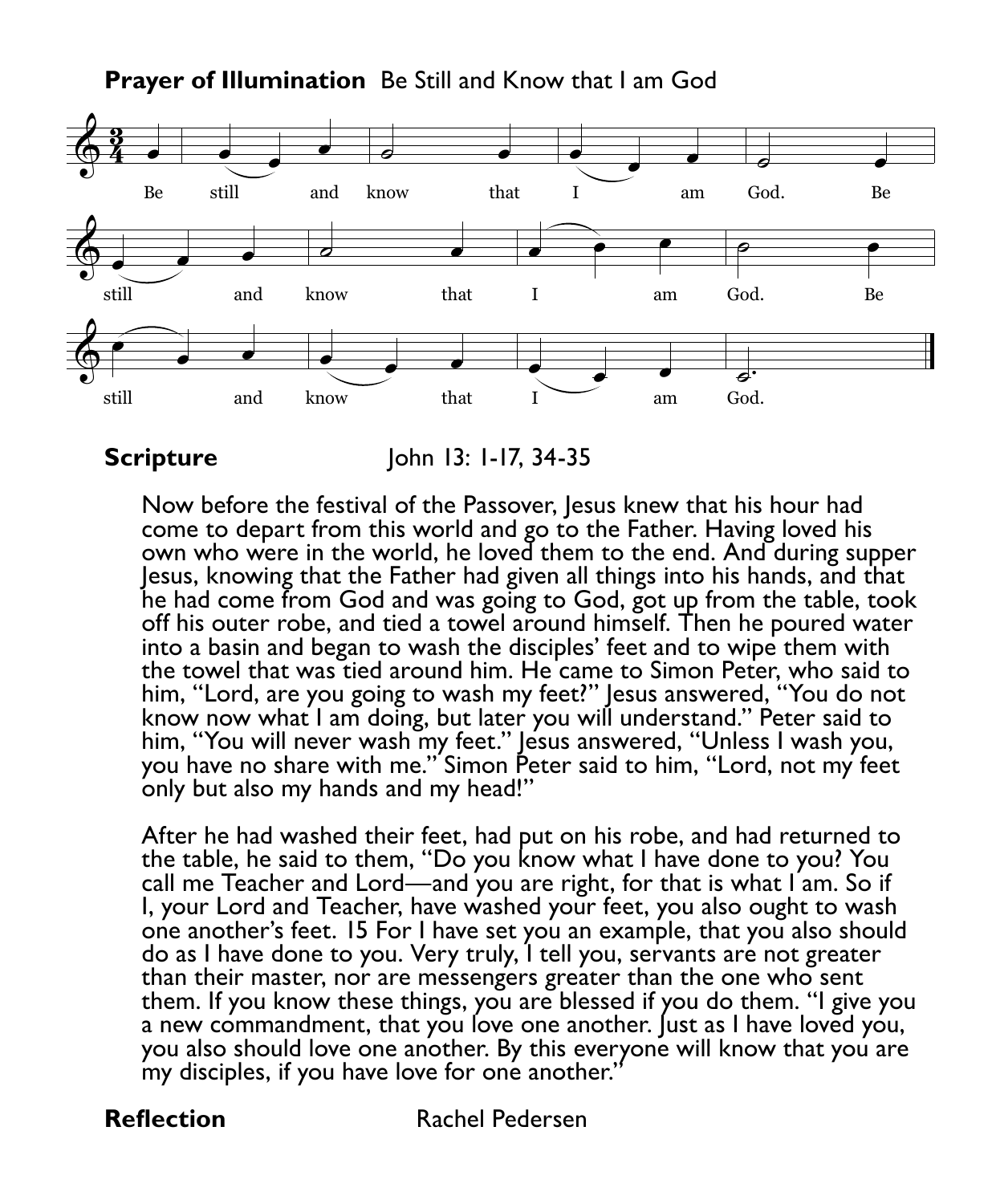**Prayer of Illumination** Be Still and Know that I am God

Be still and know that I am God. Be still and know that I am God. Be still and know that I am God.

**Scripture** John 13: 1-17, 34-35

Now before the festival of the Passover, Jesus knew that his hour had come to depart from this world and go to the Father. Having loved his own who were in the world, he loved them to the end. And during supper Jesus, knowing that the Father had given all things into his hands, and that he had come from God and was going to God, got up from the table, took off his outer robe, and tied a towel around himself. Then he poured water into a basin and began to wash the disciples' feet and to wipe them with the towel that was tied around him. He came to Simon Peter, who said to him, "Lord, are you going to wash my feet?" Jesus answered, "You do not know now what I am doing, but later you will understand." Peter said to him, "You will never wash my feet." Jesus answered, "Unless I wash you, you have no share with me." Simon Peter said to him, "Lord, not my feet only but also my hands and my head!"

After he had washed their feet, had put on his robe, and had returned to the table, he said to them, "Do you know what I have done to you? You call me Teacher and Lord—and you are right, for that is what I am. So if I, your Lord and Teacher, have washed your feet, you also ought to wash one another's feet. 15 For I have set you an example, that you also should do as I have done to you. Very truly, I tell you, servants are not greater than their master, nor are messengers greater than the one who sent them. If you know these things, you are blessed if you do them. "I give you a new commandment, that you love one another. Just as I have loved you, you also should love one another. By this everyone will know that you are my disciples, if you have love for one another."

**Reflection** Rachel Pedersen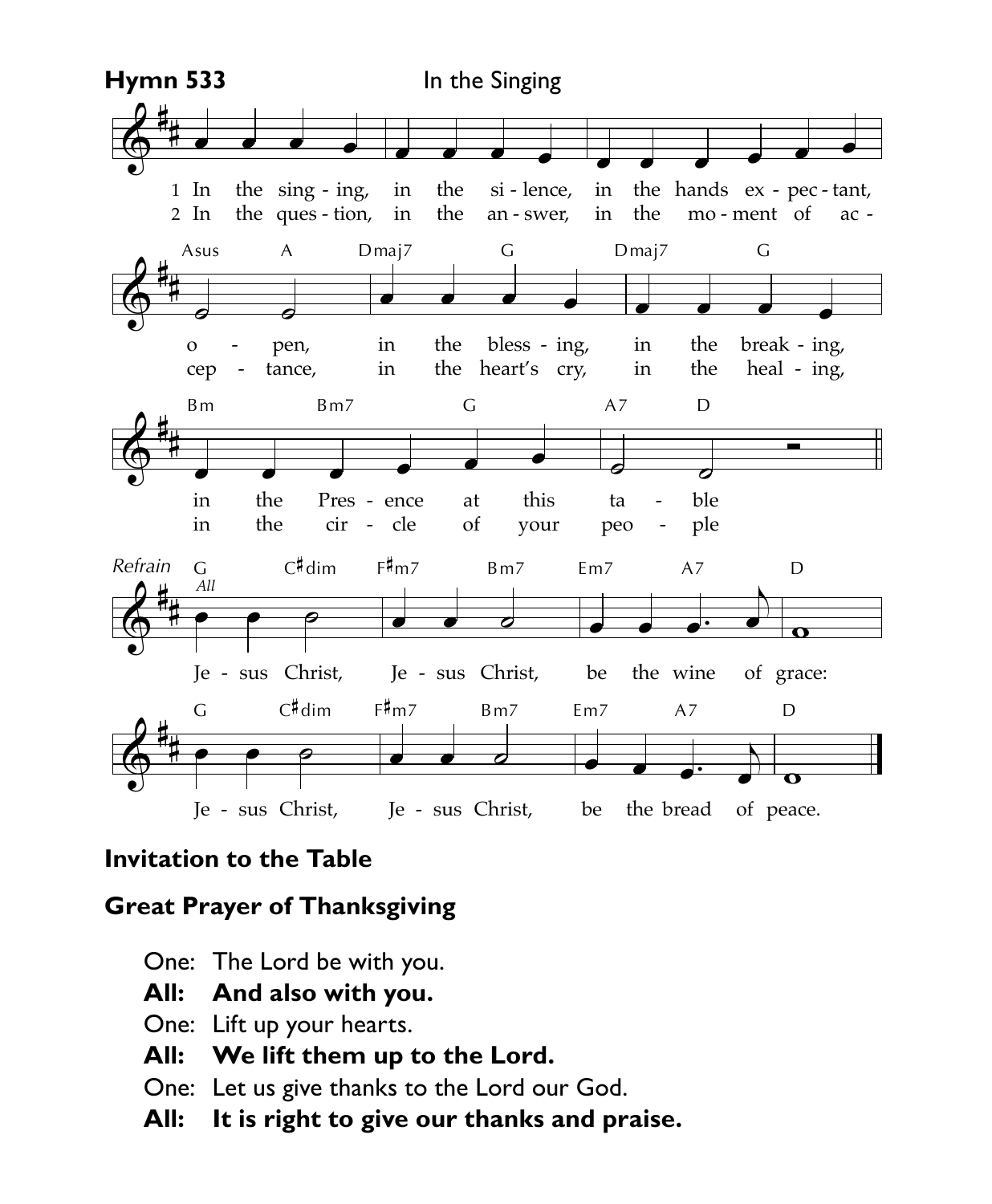**Hymn 533** In the Singing

1 In the singing, in the silence, in the hands expectant, open, in the blessing, in the breaking, in the Presence at this table

2 In the question, in the answer, in the moment of acceptance, in the heart's cry, in the healing, in the circle of your people

*Refrain* *All*

Jesus Christ, Jesus Christ, be the wine of grace:
Jesus Christ, Jesus Christ, be the bread of peace.

**Invitation to the Table**

**Great Prayer of Thanksgiving**

One: The Lord be with you.
**All: And also with you.**
One: Lift up your hearts.
**All: We lift them up to the Lord.**
One: Let us give thanks to the Lord our God.
**All: It is right to give our thanks and praise.**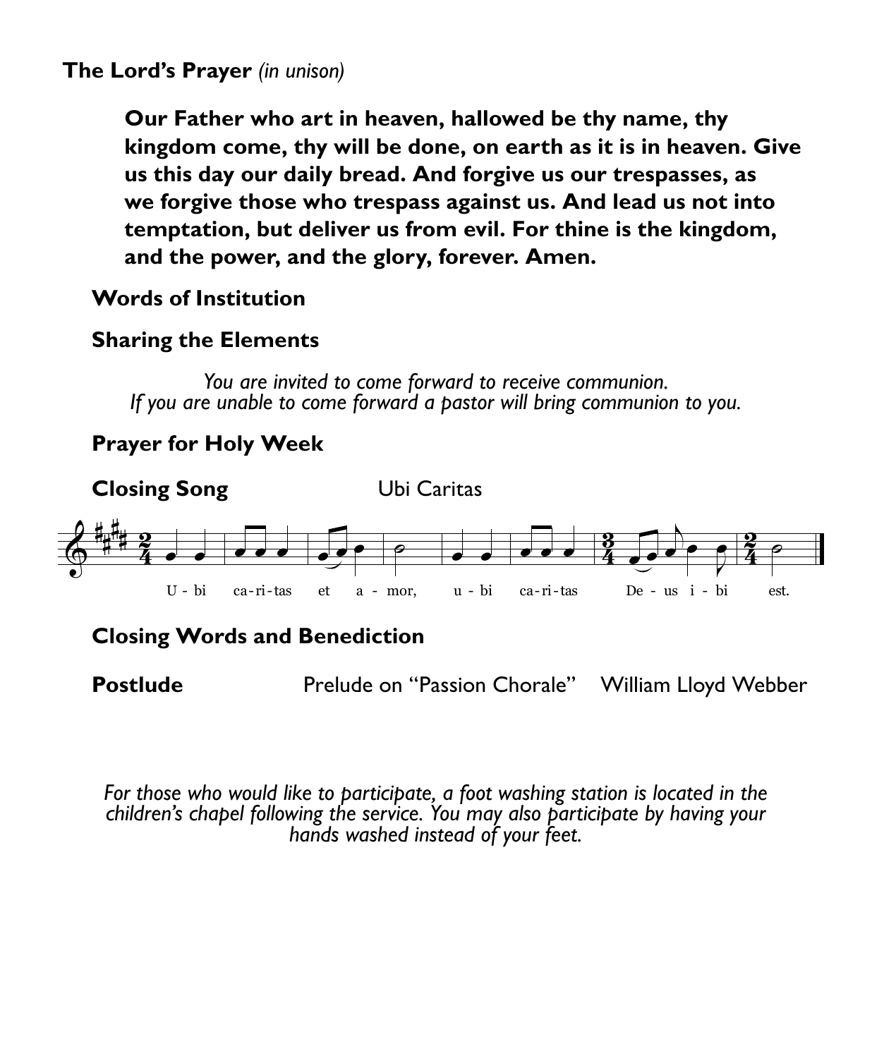**The Lord's Prayer** *(in unison)*

**Our Father who art in heaven, hallowed be thy name, thy kingdom come, thy will be done, on earth as it is in heaven. Give us this day our daily bread. And forgive us our trespasses, as we forgive those who trespass against us. And lead us not into temptation, but deliver us from evil. For thine is the kingdom, and the power, and the glory, forever. Amen.**

**Words of Institution**

**Sharing the Elements**

*You are invited to come forward to receive communion.*
*If you are unable to come forward a pastor will bring communion to you.*

**Prayer for Holy Week**

**Closing Song** Ubi Caritas

U - bi ca-ri-tas et a - mor, u - bi ca-ri-tas De - us i - bi est.

**Closing Words and Benediction**

**Postlude** Prelude on "Passion Chorale" William Lloyd Webber

*For those who would like to participate, a foot washing station is located in the children's chapel following the service. You may also participate by having your hands washed instead of your feet.*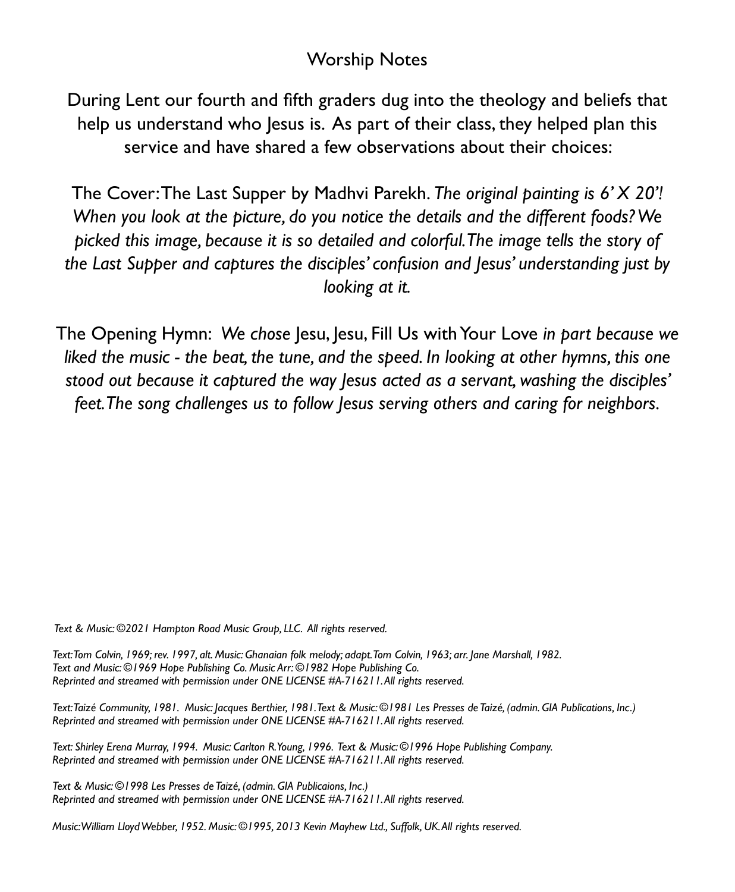# Worship Notes

During Lent our fourth and fifth graders dug into the theology and beliefs that help us understand who Jesus is. As part of their class, they helped plan this service and have shared a few observations about their choices:

The Cover: The Last Supper by Madhvi Parekh. *The original painting is 6' X 20'! When you look at the picture, do you notice the details and the different foods? We picked this image, because it is so detailed and colorful. The image tells the story of the Last Supper and captures the disciples' confusion and Jesus' understanding just by looking at it.*

The Opening Hymn: *We chose* Jesu, Jesu, Fill Us with Your Love *in part because we liked the music - the beat, the tune, and the speed. In looking at other hymns, this one stood out because it captured the way Jesus acted as a servant, washing the disciples' feet. The song challenges us to follow Jesus serving others and caring for neighbors.*

*Text & Music: ©2021 Hampton Road Music Group, LLC. All rights reserved.*

*Text: Tom Colvin, 1969; rev. 1997, alt. Music: Ghanaian folk melody; adapt. Tom Colvin, 1963; arr. Jane Marshall, 1982.*
*Text and Music: ©1969 Hope Publishing Co. Music Arr: ©1982 Hope Publishing Co.*
*Reprinted and streamed with permission under ONE LICENSE #A-716211. All rights reserved.*

*Text: Taizé Community, 1981. Music: Jacques Berthier, 1981. Text & Music: ©1981 Les Presses de Taizé, (admin. GIA Publications, Inc.)*
*Reprinted and streamed with permission under ONE LICENSE #A-716211. All rights reserved.*

*Text: Shirley Erena Murray, 1994. Music: Carlton R. Young, 1996. Text & Music: ©1996 Hope Publishing Company.*
*Reprinted and streamed with permission under ONE LICENSE #A-716211. All rights reserved.*

*Text & Music: ©1998 Les Presses de Taizé, (admin. GIA Publicaions, Inc.)*
*Reprinted and streamed with permission under ONE LICENSE #A-716211. All rights reserved.*

*Music: William Lloyd Webber, 1952. Music: ©1995, 2013 Kevin Mayhew Ltd., Suffolk, UK. All rights reserved.*